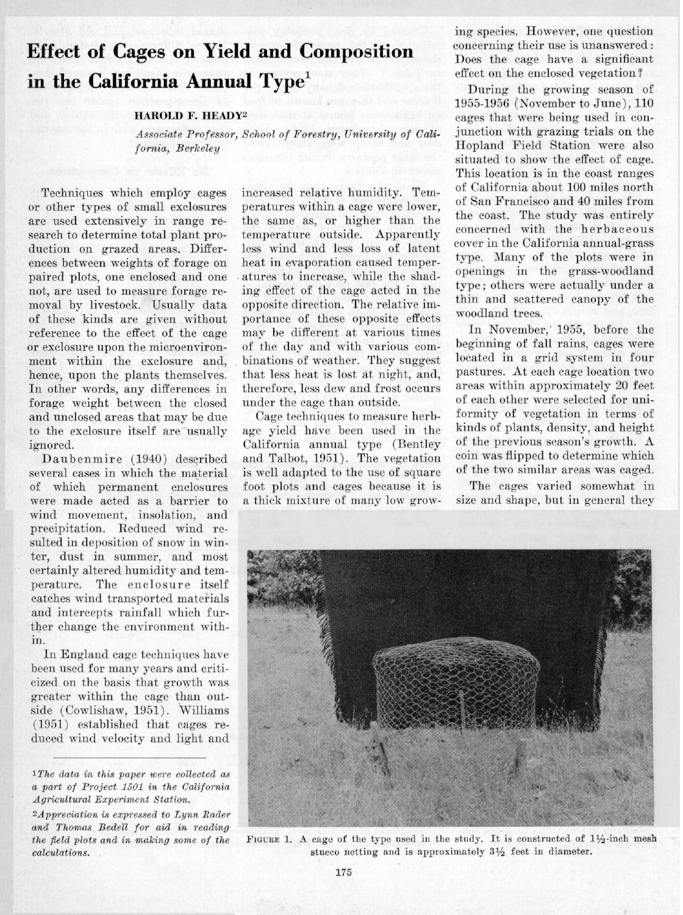# Effect of Cages on Yield and Composition in the California Annual Type[1]

**HAROLD F. HEADY[2]**

*Associate Professor, School of Forestry, University of California, Berkeley*

Techniques which employ cages or other types of small exclosures are used extensively in range research to determine total plant production on grazed areas. Differences between weights of forage on paired plots, one enclosed and one not, are used to measure forage removal by livestock. Usually data of these kinds are given without reference to the effect of the cage or exclosure upon the microenvironment within the exclosure and, hence, upon the plants themselves. In other words, any differences in forage weight between the closed and unclosed areas that may be due to the exclosure itself are usually ignored.

Daubenmire (1940) described several cases in which the material of which permanent enclosures were made acted as a barrier to wind movement, insolation, and precipitation. Reduced wind resulted in deposition of snow in winter, dust in summer, and most certainly altered humidity and temperature. The enclosure itself catches wind transported materials and intercepts rainfall which further change the environment within.

In England cage techniques have been used for many years and criticized on the basis that growth was greater within the cage than outside (Cowlishaw, 1951). Williams (1951) established that cages reduced wind velocity and light and increased relative humidity. Temperatures within a cage were lower, the same as, or higher than the temperature outside. Apparently less wind and less loss of latent heat in evaporation caused temperatures to increase, while the shading effect of the cage acted in the opposite direction. The relative importance of these opposite effects may be different at various times of the day and with various combinations of weather. They suggest that less heat is lost at night, and, therefore, less dew and frost occurs under the cage than outside.

Cage techniques to measure herbage yield have been used in the California annual type (Bentley and Talbot, 1951). The vegetation is well adapted to the use of square foot plots and cages because it is a thick mixture of many low growing species. However, one question concerning their use is unanswered: Does the cage have a significant effect on the enclosed vegetation?

During the growing season of 1955-1956 (November to June), 110 cages that were being used in conjunction with grazing trials on the Hopland Field Station were also situated to show the effect of cage. This location is in the coast ranges of California about 100 miles north of San Francisco and 40 miles from the coast. The study was entirely concerned with the herbaceous cover in the California annual-grass type. Many of the plots were in openings in the grass-woodland type; others were actually under a thin and scattered canopy of the woodland trees.

In November, 1955, before the beginning of fall rains, cages were located in a grid system in four pastures. At each cage location two areas within approximately 20 feet of each other were selected for uniformity of vegetation in terms of kinds of plants, density, and height of the previous season's growth. A coin was flipped to determine which of the two similar areas was caged.

The cages varied somewhat in size and shape, but in general they

FIGURE 1. A cage of the type used in the study. It is constructed of 1½-inch mesh stucco netting and is approximately 3½ feet in diameter.

---

[1] *The data in this paper were collected as a part of Project 1501 in the California Agricultural Experiment Station.*

[2] *Appreciation is expressed to Lynn Rader and Thomas Bedell for aid in reading the field plots and in making some of the calculations.*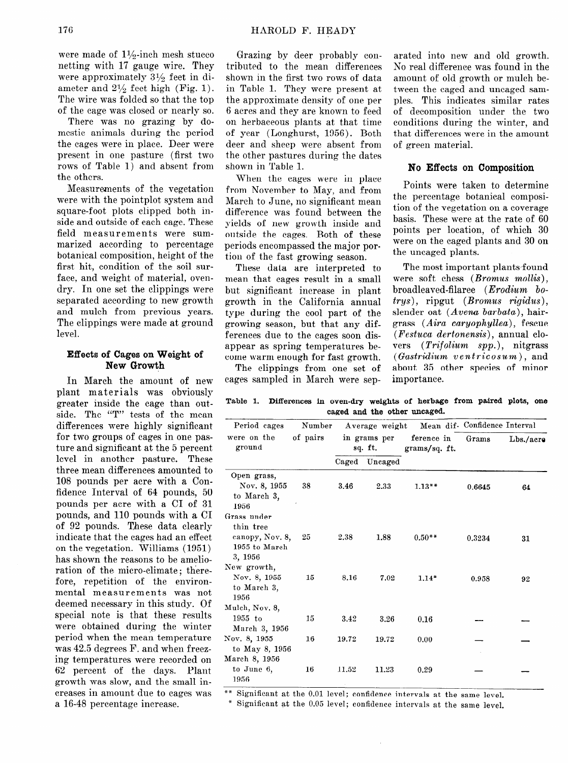were made of 1½-inch mesh stucco netting with 17 gauge wire. They were approximately 3½ feet in diameter and 2½ feet high (Fig. 1). The wire was folded so that the top of the cage was closed or nearly so.

There was no grazing by domestic animals during the period the cages were in place. Deer were present in one pasture (first two rows of Table 1) and absent from the others.

Measurements of the vegetation were with the pointplot system and square-foot plots clipped both inside and outside of each cage. These field measurements were summarized according to percentage botanical composition, height of the first hit, condition of the soil surface, and weight of material, oven-dry. In one set the clippings were separated according to new growth and mulch from previous years. The clippings were made at ground level.

### Effects of Cages on Weight of New Growth

In March the amount of new plant materials was obviously greater inside the cage than outside. The "T" tests of the mean differences were highly significant for two groups of cages in one pasture and significant at the 5 percent level in another pasture. These three mean differences amounted to 108 pounds per acre with a Confidence Interval of 64 pounds, 50 pounds per acre with a CI of 31 pounds, and 110 pounds with a CI of 92 pounds. These data clearly indicate that the cages had an effect on the vegetation. Williams (1951) has shown the reasons to be amelioration of the micro-climate; therefore, repetition of the environmental measurements was not deemed necessary in this study. Of special note is that these results were obtained during the winter period when the mean temperature was 42.5 degrees F. and when freezing temperatures were recorded on 62 percent of the days. Plant growth was slow, and the small increases in amount due to cages was a 16-48 percentage increase.

Grazing by deer probably contributed to the mean differences shown in the first two rows of data in Table 1. They were present at the approximate density of one per 6 acres and they are known to feed on herbaceous plants at that time of year (Longhurst, 1956). Both deer and sheep were absent from the other pastures during the dates shown in Table 1.

When the cages were in place from November to May, and from March to June, no significant mean difference was found between the yields of new growth inside and outside the cages. Both of these periods encompassed the major portion of the fast growing season.

These data are interpreted to mean that cages result in a small but significant increase in plant growth in the California annual type during the cool part of the growing season, but that any differences due to the cages soon disappear as spring temperatures become warm enough for fast growth.

The clippings from one set of cages sampled in March were separated into new and old growth. No real difference was found in the amount of old growth or mulch between the caged and uncaged samples. This indicates similar rates of decomposition under the two conditions during the winter, and that differences were in the amount of green material.

### No Effects on Composition

Points were taken to determine the percentage botanical composition of the vegetation on a coverage basis. These were at the rate of 60 points per location, of which 30 were on the caged plants and 30 on the uncaged plants.

The most important plants found were soft chess (*Bromus mollis*), broadleaved-filaree (*Erodium botrys*), ripgut (*Bromus rigidus*), slender oat (*Avena barbata*), hairgrass (*Aira caryophyllea*), fescue (*Festuca dertonensis*), annual clovers (*Trifolium spp.*), nitgrass (*Gastridium ventricosum*), and about 35 other species of minor importance.

**Table 1. Differences in oven-dry weights of herbage from paired plots, one caged and the other uncaged.**

| Period cages were on the ground | Number of pairs | Average weight in grams per sq. ft. | | Mean difference in grams/sq. ft. | Confidence Interval | |
|---|---|---|---|---|---|---|
| | | Caged | Uncaged | | Grams | Lbs./acre |
| Open grass, Nov. 8, 1955 to March 3, 1956 | 38 | 3.46 | 2.33 | 1.13** | 0.6645 | 64 |
| Grass under thin tree canopy, Nov. 8, 1955 to March 3, 1956 | 25 | 2.38 | 1.88 | 0.50** | 0.3234 | 31 |
| New growth, Nov. 8, 1955 to March 3, 1956 | 15 | 8.16 | 7.02 | 1.14* | 0.958 | 92 |
| Mulch, Nov. 8, 1955 to March 3, 1956 | 15 | 3.42 | 3.26 | 0.16 | — | — |
| Nov. 8, 1955 to May 8, 1956 | 16 | 19.72 | 19.72 | 0.00 | — | — |
| March 8, 1956 to June 6, 1956 | 16 | 11.52 | 11.23 | 0.29 | — | — |

** Significant at the 0.01 level; confidence intervals at the same level.
* Significant at the 0.05 level; confidence intervals at the same level.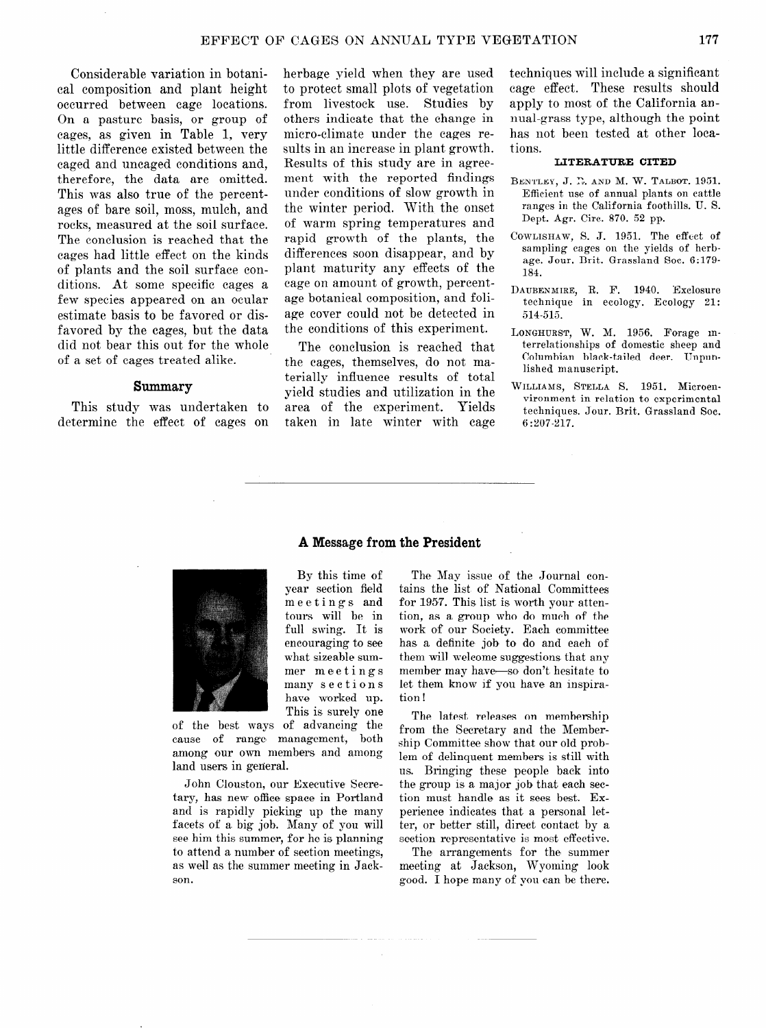Considerable variation in botanical composition and plant height occurred between cage locations. On a pasture basis, or group of cages, as given in Table 1, very little difference existed between the caged and uncaged conditions and, therefore, the data are omitted. This was also true of the percentages of bare soil, moss, mulch, and rocks, measured at the soil surface. The conclusion is reached that the cages had little effect on the kinds of plants and the soil surface conditions. At some specific cages a few species appeared on an ocular estimate basis to be favored or disfavored by the cages, but the data did not bear this out for the whole of a set of cages treated alike.

## Summary

This study was undertaken to determine the effect of cages on herbage yield when they are used to protect small plots of vegetation from livestock use. Studies by others indicate that the change in micro-climate under the cages results in an increase in plant growth. Results of this study are in agreement with the reported findings under conditions of slow growth in the winter period. With the onset of warm spring temperatures and rapid growth of the plants, the differences soon disappear, and by plant maturity any effects of the cage on amount of growth, percentage botanical composition, and foliage cover could not be detected in the conditions of this experiment.

The conclusion is reached that the cages, themselves, do not materially influence results of total yield studies and utilization in the area of the experiment. Yields taken in late winter with cage techniques will include a significant cage effect. These results should apply to most of the California annual-grass type, although the point has not been tested at other locations.

### LITERATURE CITED

BENTLEY, J. R. AND M. W. TALBOT. 1951. Efficient use of annual plants on cattle ranges in the California foothills. U. S. Dept. Agr. Circ. 870. 52 pp.

COWLISHAW, S. J. 1951. The effect of sampling cages on the yields of herbage. Jour. Brit. Grassland Soc. 6:179-184.

DAUBENMIRE, R. F. 1940. Exclosure technique in ecology. Ecology 21: 514-515.

LONGHURST, W. M. 1956. Forage interrelationships of domestic sheep and Columbian black-tailed deer. Unpublished manuscript.

WILLIAMS, STELLA S. 1951. Microenvironment in relation to experimental techniques. Jour. Brit. Grassland Soc. 6:207-217.

---

## A Message from the President

By this time of year section field meetings and tours will be in full swing. It is encouraging to see what sizeable summer meetings many sections have worked up. This is surely one of the best ways of advancing the cause of range management, both among our own members and among land users in general.

John Clouston, our Executive Secretary, has new office space in Portland and is rapidly picking up the many facets of a big job. Many of you will see him this summer, for he is planning to attend a number of section meetings, as well as the summer meeting in Jackson.

The May issue of the Journal contains the list of National Committees for 1957. This list is worth your attention, as a group who do much of the work of our Society. Each committee has a definite job to do and each of them will welcome suggestions that any member may have—so don't hesitate to let them know if you have an inspiration!

The latest releases on membership from the Secretary and the Membership Committee show that our old problem of delinquent members is still with us. Bringing these people back into the group is a major job that each section must handle as it sees best. Experience indicates that a personal letter, or better still, direct contact by a section representative is most effective.

The arrangements for the summer meeting at Jackson, Wyoming look good. I hope many of you can be there.